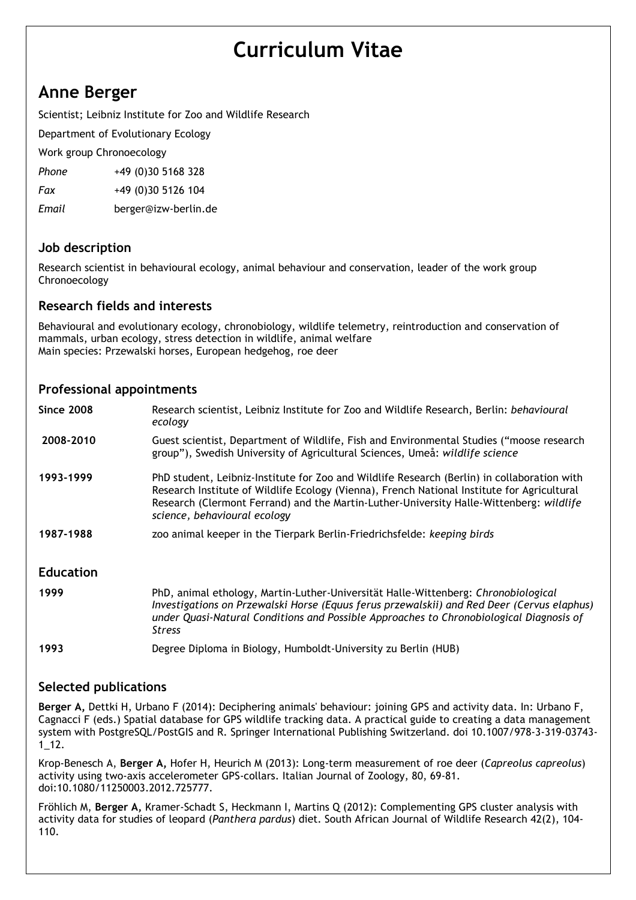# Curriculum Vitae

## Anne Berger

Scientist; Leibniz Institute for Zoo and Wildlife Research

Department of Evolutionary Ecology

Work group Chronoecology

| | |
|---|---|
| *Phone* | +49 (0)30 5168 328 |
| *Fax* | +49 (0)30 5126 104 |
| *Email* | berger@izw-berlin.de |

### Job description

Research scientist in behavioural ecology, animal behaviour and conservation, leader of the work group Chronoecology

### Research fields and interests

Behavioural and evolutionary ecology, chronobiology, wildlife telemetry, reintroduction and conservation of mammals, urban ecology, stress detection in wildlife, animal welfare
Main species: Przewalski horses, European hedgehog, roe deer

### Professional appointments

| | |
|---|---|
| **Since 2008** | Research scientist, Leibniz Institute for Zoo and Wildlife Research, Berlin: *behavioural ecology* |
| **2008-2010** | Guest scientist, Department of Wildlife, Fish and Environmental Studies ("moose research group"), Swedish University of Agricultural Sciences, Umeå: *wildlife science* |
| **1993-1999** | PhD student, Leibniz-Institute for Zoo and Wildlife Research (Berlin) in collaboration with Research Institute of Wildlife Ecology (Vienna), French National Institute for Agricultural Research (Clermont Ferrand) and the Martin-Luther-University Halle-Wittenberg: *wildlife science, behavioural ecology* |
| **1987-1988** | zoo animal keeper in the Tierpark Berlin-Friedrichsfelde: *keeping birds* |

### Education

| | |
|---|---|
| **1999** | PhD, animal ethology, Martin-Luther-Universität Halle-Wittenberg: *Chronobiological Investigations on Przewalski Horse (Equus ferus przewalskii) and Red Deer (Cervus elaphus) under Quasi-Natural Conditions and Possible Approaches to Chronobiological Diagnosis of Stress* |
| **1993** | Degree Diploma in Biology, Humboldt-University zu Berlin (HUB) |

### Selected publications

**Berger A,** Dettki H, Urbano F (2014): Deciphering animals' behaviour: joining GPS and activity data. In: Urbano F, Cagnacci F (eds.) Spatial database for GPS wildlife tracking data. A practical guide to creating a data management system with PostgreSQL/PostGIS and R. Springer International Publishing Switzerland. doi 10.1007/978-3-319-03743-1_12.

Krop-Benesch A, **Berger A,** Hofer H, Heurich M (2013): Long-term measurement of roe deer (*Capreolus capreolus*) activity using two-axis accelerometer GPS-collars. Italian Journal of Zoology, 80, 69-81. doi:10.1080/11250003.2012.725777.

Fröhlich M, **Berger A,** Kramer-Schadt S, Heckmann I, Martins Q (2012): Complementing GPS cluster analysis with activity data for studies of leopard (*Panthera pardus*) diet. South African Journal of Wildlife Research 42(2), 104-110.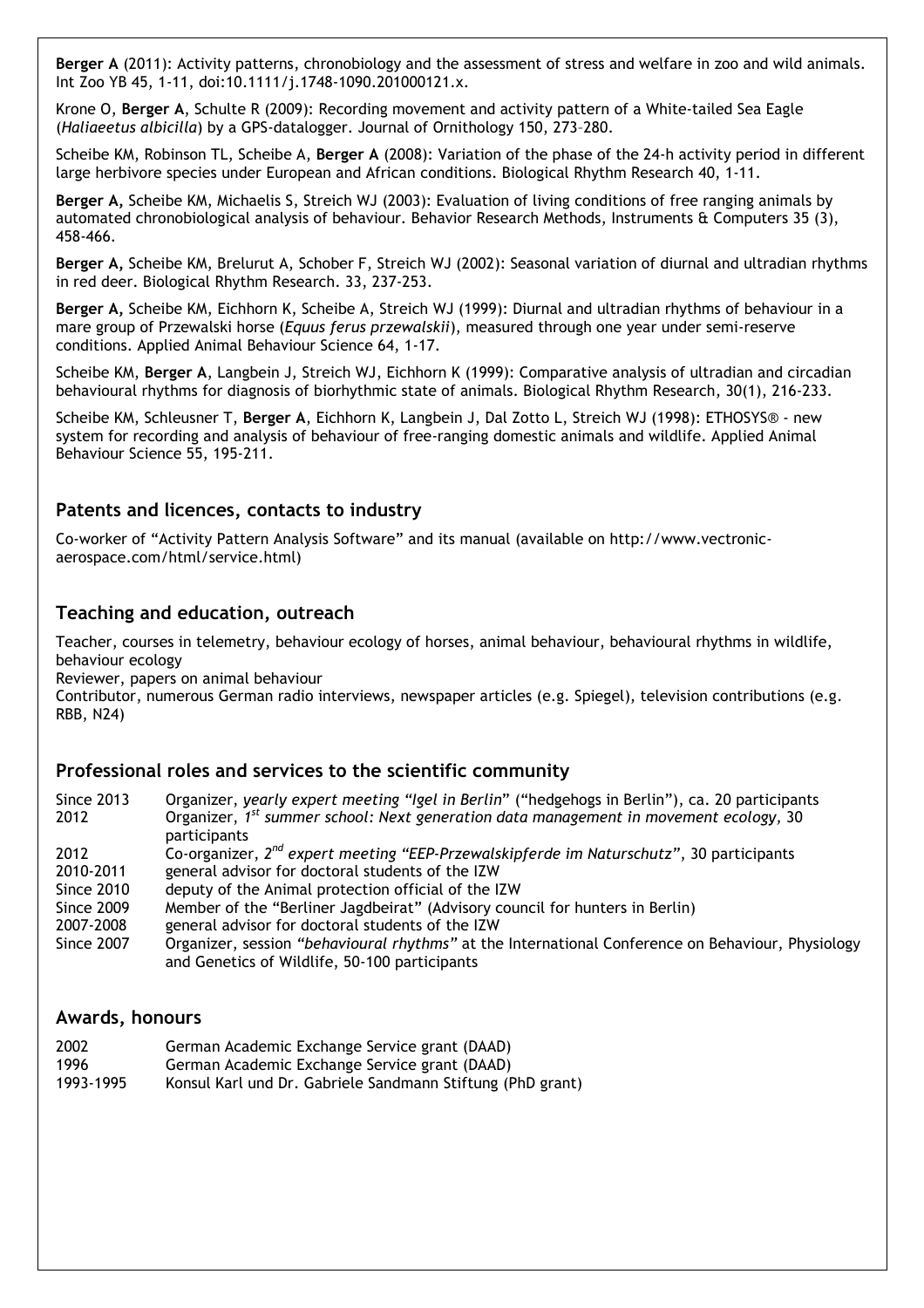**Berger A** (2011): Activity patterns, chronobiology and the assessment of stress and welfare in zoo and wild animals. Int Zoo YB 45, 1-11, doi:10.1111/j.1748-1090.201000121.x.

Krone O, **Berger A**, Schulte R (2009): Recording movement and activity pattern of a White-tailed Sea Eagle (*Haliaeetus albicilla*) by a GPS-datalogger. Journal of Ornithology 150, 273–280.

Scheibe KM, Robinson TL, Scheibe A, **Berger A** (2008): Variation of the phase of the 24-h activity period in different large herbivore species under European and African conditions. Biological Rhythm Research 40, 1-11.

**Berger A,** Scheibe KM, Michaelis S, Streich WJ (2003): Evaluation of living conditions of free ranging animals by automated chronobiological analysis of behaviour. Behavior Research Methods, Instruments & Computers 35 (3), 458-466.

**Berger A,** Scheibe KM, Brelurut A, Schober F, Streich WJ (2002): Seasonal variation of diurnal and ultradian rhythms in red deer. Biological Rhythm Research. 33, 237-253.

**Berger A,** Scheibe KM, Eichhorn K, Scheibe A, Streich WJ (1999): Diurnal and ultradian rhythms of behaviour in a mare group of Przewalski horse (*Equus ferus przewalskii*), measured through one year under semi-reserve conditions. Applied Animal Behaviour Science 64, 1-17.

Scheibe KM, **Berger A**, Langbein J, Streich WJ, Eichhorn K (1999): Comparative analysis of ultradian and circadian behavioural rhythms for diagnosis of biorhythmic state of animals. Biological Rhythm Research, 30(1), 216-233.

Scheibe KM, Schleusner T, **Berger A**, Eichhorn K, Langbein J, Dal Zotto L, Streich WJ (1998): ETHOSYS® - new system for recording and analysis of behaviour of free-ranging domestic animals and wildlife. Applied Animal Behaviour Science 55, 195-211.

## Patents and licences, contacts to industry

Co-worker of "Activity Pattern Analysis Software" and its manual (available on http://www.vectronic-aerospace.com/html/service.html)

## Teaching and education, outreach

Teacher, courses in telemetry, behaviour ecology of horses, animal behaviour, behavioural rhythms in wildlife, behaviour ecology
Reviewer, papers on animal behaviour
Contributor, numerous German radio interviews, newspaper articles (e.g. Spiegel), television contributions (e.g. RBB, N24)

## Professional roles and services to the scientific community

| | |
|---|---|
| Since 2013 | Organizer, *yearly expert meeting "Igel in Berlin"* ("hedgehogs in Berlin"), ca. 20 participants |
| 2012 | Organizer, *1st summer school: Next generation data management in movement ecology,* 30 participants |
| 2012 | Co-organizer, *2nd expert meeting "EEP-Przewalskipferde im Naturschutz"*, 30 participants |
| 2010-2011 | general advisor for doctoral students of the IZW |
| Since 2010 | deputy of the Animal protection official of the IZW |
| Since 2009 | Member of the "Berliner Jagdbeirat" (Advisory council for hunters in Berlin) |
| 2007-2008 | general advisor for doctoral students of the IZW |
| Since 2007 | Organizer, session *"behavioural rhythms"* at the International Conference on Behaviour, Physiology and Genetics of Wildlife, 50-100 participants |

## Awards, honours

| | |
|---|---|
| 2002 | German Academic Exchange Service grant (DAAD) |
| 1996 | German Academic Exchange Service grant (DAAD) |
| 1993-1995 | Konsul Karl und Dr. Gabriele Sandmann Stiftung (PhD grant) |